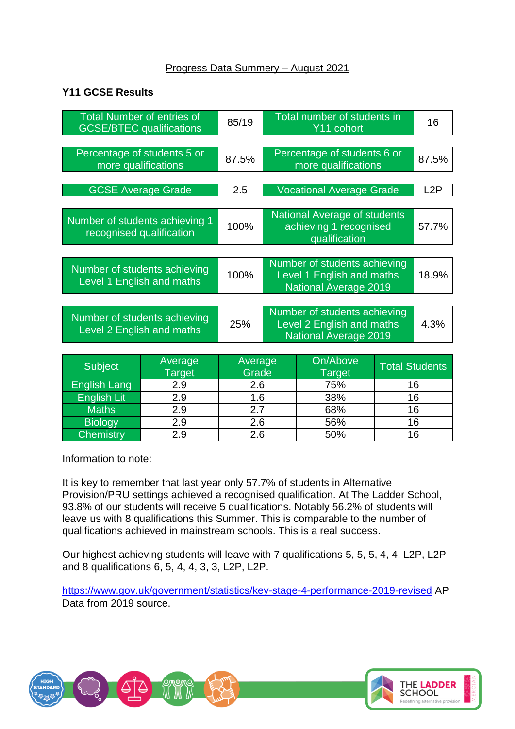# Progress Data Summery – August 2021

## Y11 GCSE Results

| Total Number of entries of GCSE/BTEC qualifications | 85/19 | Total number of students in Y11 cohort | 16 |
|---|---|---|---|
| Percentage of students 5 or more qualifications | 87.5% | Percentage of students 6 or more qualifications | 87.5% |
| GCSE Average Grade | 2.5 | Vocational Average Grade | L2P |
| Number of students achieving 1 recognised qualification | 100% | National Average of students achieving 1 recognised qualification | 57.7% |
| Number of students achieving Level 1 English and maths | 100% | Number of students achieving Level 1 English and maths National Average 2019 | 18.9% |
| Number of students achieving Level 2 English and maths | 25% | Number of students achieving Level 2 English and maths National Average 2019 | 4.3% |

| Subject | Average Target | Average Grade | On/Above Target | Total Students |
|---|---|---|---|---|
| English Lang | 2.9 | 2.6 | 75% | 16 |
| English Lit | 2.9 | 1.6 | 38% | 16 |
| Maths | 2.9 | 2.7 | 68% | 16 |
| Biology | 2.9 | 2.6 | 56% | 16 |
| Chemistry | 2.9 | 2.6 | 50% | 16 |

Information to note:

It is key to remember that last year only 57.7% of students in Alternative Provision/PRU settings achieved a recognised qualification. At The Ladder School, 93.8% of our students will receive 5 qualifications. Notably 56.2% of students will leave us with 8 qualifications this Summer. This is comparable to the number of qualifications achieved in mainstream schools. This is a real success.

Our highest achieving students will leave with 7 qualifications 5, 5, 5, 4, 4, L2P, L2P and 8 qualifications 6, 5, 4, 4, 3, 3, L2P, L2P.

https://www.gov.uk/government/statistics/key-stage-4-performance-2019-revised AP Data from 2019 source.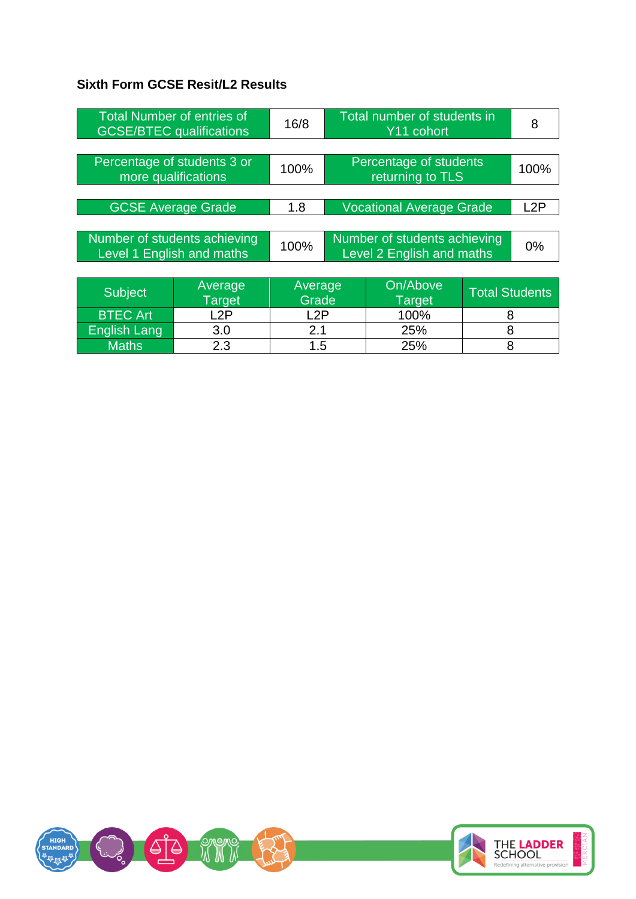### Sixth Form GCSE Resit/L2 Results

| | | | |
|---|---|---|---|
| Total Number of entries of GCSE/BTEC qualifications | 16/8 | Total number of students in Y11 cohort | 8 |
| Percentage of students 3 or more qualifications | 100% | Percentage of students returning to TLS | 100% |
| GCSE Average Grade | 1.8 | Vocational Average Grade | L2P |
| Number of students achieving Level 1 English and maths | 100% | Number of students achieving Level 2 English and maths | 0% |

| Subject | Average Target | Average Grade | On/Above Target | Total Students |
|---|---|---|---|---|
| BTEC Art | L2P | L2P | 100% | 8 |
| English Lang | 3.0 | 2.1 | 25% | 8 |
| Maths | 2.3 | 1.5 | 25% | 8 |